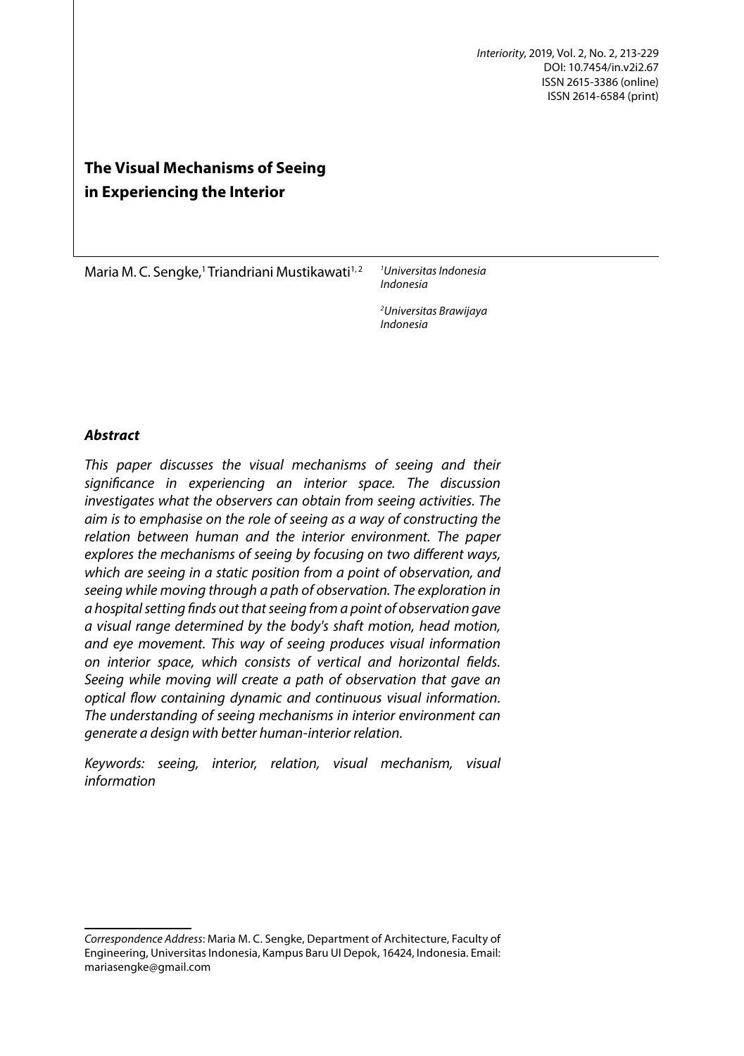# The Visual Mechanisms of Seeing in Experiencing the Interior

Maria M. C. Sengke,[1] Triandriani Mustikawati[1, 2]

[1]*Universitas Indonesia*
*Indonesia*

[2]*Universitas Brawijaya*
*Indonesia*

***Abstract***

*This paper discusses the visual mechanisms of seeing and their significance in experiencing an interior space. The discussion investigates what the observers can obtain from seeing activities. The aim is to emphasise on the role of seeing as a way of constructing the relation between human and the interior environment. The paper explores the mechanisms of seeing by focusing on two different ways, which are seeing in a static position from a point of observation, and seeing while moving through a path of observation. The exploration in a hospital setting finds out that seeing from a point of observation gave a visual range determined by the body's shaft motion, head motion, and eye movement. This way of seeing produces visual information on interior space, which consists of vertical and horizontal fields. Seeing while moving will create a path of observation that gave an optical flow containing dynamic and continuous visual information. The understanding of seeing mechanisms in interior environment can generate a design with better human-interior relation.*

*Keywords: seeing, interior, relation, visual mechanism, visual information*

*Correspondence Address*: Maria M. C. Sengke, Department of Architecture, Faculty of Engineering, Universitas Indonesia, Kampus Baru UI Depok, 16424, Indonesia. Email: mariasengke@gmail.com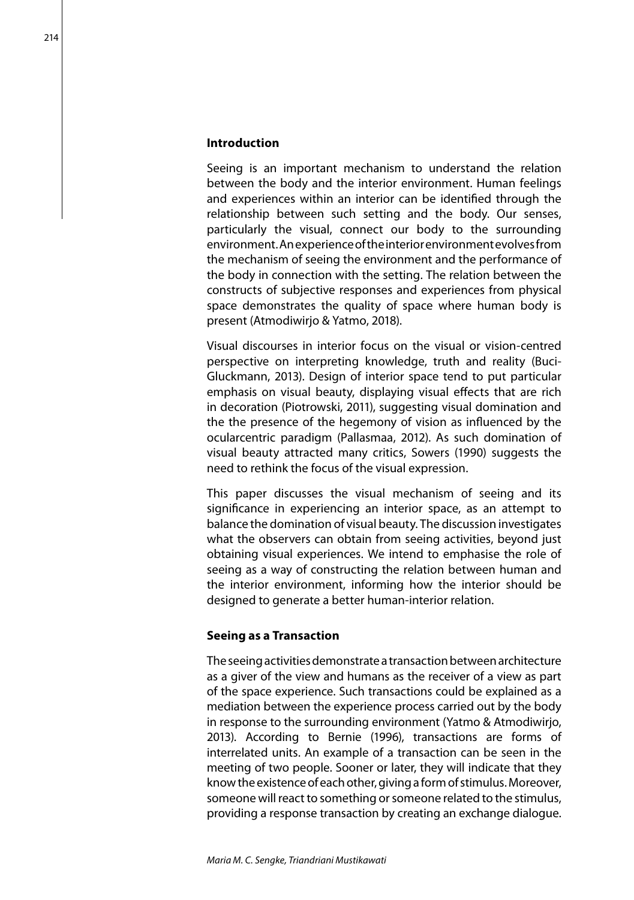## Introduction

Seeing is an important mechanism to understand the relation between the body and the interior environment. Human feelings and experiences within an interior can be identified through the relationship between such setting and the body. Our senses, particularly the visual, connect our body to the surrounding environment. An experience of the interior environment evolves from the mechanism of seeing the environment and the performance of the body in connection with the setting. The relation between the constructs of subjective responses and experiences from physical space demonstrates the quality of space where human body is present (Atmodiwirjo & Yatmo, 2018).

Visual discourses in interior focus on the visual or vision-centred perspective on interpreting knowledge, truth and reality (Buci-Gluckmann, 2013). Design of interior space tend to put particular emphasis on visual beauty, displaying visual effects that are rich in decoration (Piotrowski, 2011), suggesting visual domination and the the presence of the hegemony of vision as influenced by the ocularcentric paradigm (Pallasmaa, 2012). As such domination of visual beauty attracted many critics, Sowers (1990) suggests the need to rethink the focus of the visual expression.

This paper discusses the visual mechanism of seeing and its significance in experiencing an interior space, as an attempt to balance the domination of visual beauty. The discussion investigates what the observers can obtain from seeing activities, beyond just obtaining visual experiences. We intend to emphasise the role of seeing as a way of constructing the relation between human and the interior environment, informing how the interior should be designed to generate a better human-interior relation.

## Seeing as a Transaction

The seeing activities demonstrate a transaction between architecture as a giver of the view and humans as the receiver of a view as part of the space experience. Such transactions could be explained as a mediation between the experience process carried out by the body in response to the surrounding environment (Yatmo & Atmodiwirjo, 2013). According to Bernie (1996), transactions are forms of interrelated units. An example of a transaction can be seen in the meeting of two people. Sooner or later, they will indicate that they know the existence of each other, giving a form of stimulus. Moreover, someone will react to something or someone related to the stimulus, providing a response transaction by creating an exchange dialogue.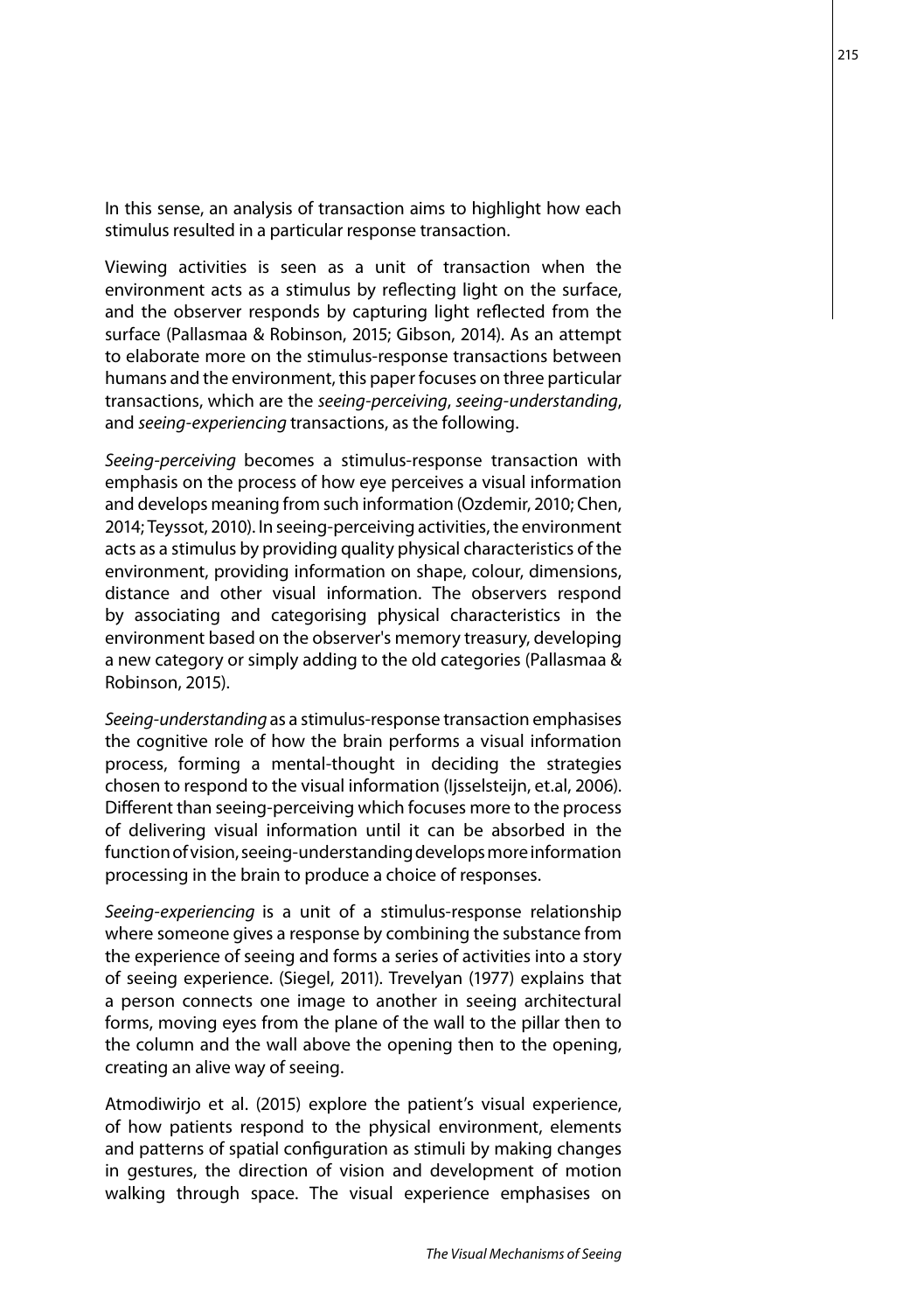In this sense, an analysis of transaction aims to highlight how each stimulus resulted in a particular response transaction.

Viewing activities is seen as a unit of transaction when the environment acts as a stimulus by reflecting light on the surface, and the observer responds by capturing light reflected from the surface (Pallasmaa & Robinson, 2015; Gibson, 2014). As an attempt to elaborate more on the stimulus-response transactions between humans and the environment, this paper focuses on three particular transactions, which are the *seeing-perceiving*, *seeing-understanding*, and *seeing-experiencing* transactions, as the following.

*Seeing-perceiving* becomes a stimulus-response transaction with emphasis on the process of how eye perceives a visual information and develops meaning from such information (Ozdemir, 2010; Chen, 2014; Teyssot, 2010). In seeing-perceiving activities, the environment acts as a stimulus by providing quality physical characteristics of the environment, providing information on shape, colour, dimensions, distance and other visual information. The observers respond by associating and categorising physical characteristics in the environment based on the observer's memory treasury, developing a new category or simply adding to the old categories (Pallasmaa & Robinson, 2015).

*Seeing-understanding* as a stimulus-response transaction emphasises the cognitive role of how the brain performs a visual information process, forming a mental-thought in deciding the strategies chosen to respond to the visual information (Ijsselsteijn, et.al, 2006). Different than seeing-perceiving which focuses more to the process of delivering visual information until it can be absorbed in the function of vision, seeing-understanding develops more information processing in the brain to produce a choice of responses.

*Seeing-experiencing* is a unit of a stimulus-response relationship where someone gives a response by combining the substance from the experience of seeing and forms a series of activities into a story of seeing experience. (Siegel, 2011). Trevelyan (1977) explains that a person connects one image to another in seeing architectural forms, moving eyes from the plane of the wall to the pillar then to the column and the wall above the opening then to the opening, creating an alive way of seeing.

Atmodiwirjo et al. (2015) explore the patient's visual experience, of how patients respond to the physical environment, elements and patterns of spatial configuration as stimuli by making changes in gestures, the direction of vision and development of motion walking through space. The visual experience emphasises on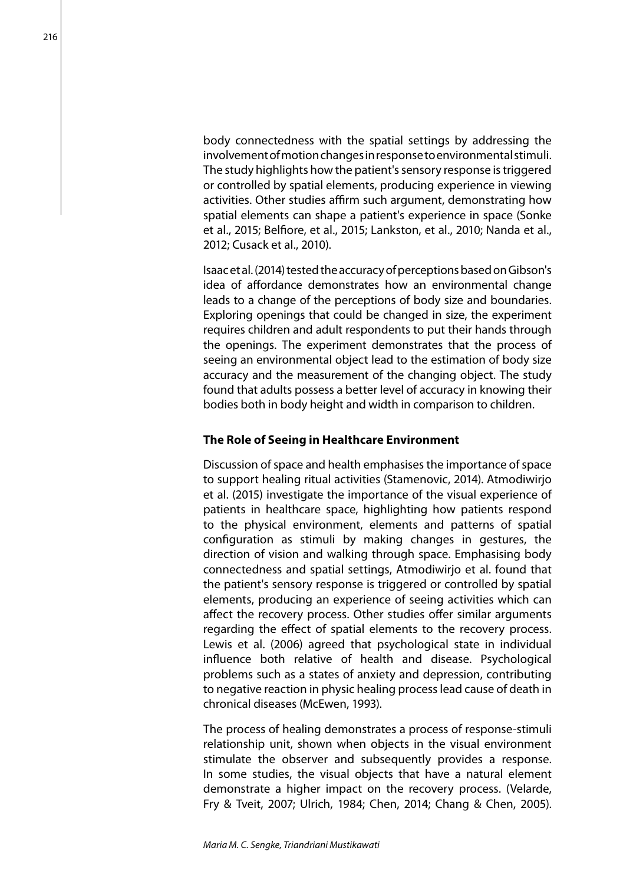body connectedness with the spatial settings by addressing the involvement of motion changes in response to environmental stimuli. The study highlights how the patient's sensory response is triggered or controlled by spatial elements, producing experience in viewing activities. Other studies affirm such argument, demonstrating how spatial elements can shape a patient's experience in space (Sonke et al., 2015; Belfiore, et al., 2015; Lankston, et al., 2010; Nanda et al., 2012; Cusack et al., 2010).

Isaac et al. (2014) tested the accuracy of perceptions based on Gibson's idea of affordance demonstrates how an environmental change leads to a change of the perceptions of body size and boundaries. Exploring openings that could be changed in size, the experiment requires children and adult respondents to put their hands through the openings. The experiment demonstrates that the process of seeing an environmental object lead to the estimation of body size accuracy and the measurement of the changing object. The study found that adults possess a better level of accuracy in knowing their bodies both in body height and width in comparison to children.

### The Role of Seeing in Healthcare Environment

Discussion of space and health emphasises the importance of space to support healing ritual activities (Stamenovic, 2014). Atmodiwirjo et al. (2015) investigate the importance of the visual experience of patients in healthcare space, highlighting how patients respond to the physical environment, elements and patterns of spatial configuration as stimuli by making changes in gestures, the direction of vision and walking through space. Emphasising body connectedness and spatial settings, Atmodiwirjo et al. found that the patient's sensory response is triggered or controlled by spatial elements, producing an experience of seeing activities which can affect the recovery process. Other studies offer similar arguments regarding the effect of spatial elements to the recovery process. Lewis et al. (2006) agreed that psychological state in individual influence both relative of health and disease. Psychological problems such as a states of anxiety and depression, contributing to negative reaction in physic healing process lead cause of death in chronical diseases (McEwen, 1993).

The process of healing demonstrates a process of response-stimuli relationship unit, shown when objects in the visual environment stimulate the observer and subsequently provides a response. In some studies, the visual objects that have a natural element demonstrate a higher impact on the recovery process. (Velarde, Fry & Tveit, 2007; Ulrich, 1984; Chen, 2014; Chang & Chen, 2005).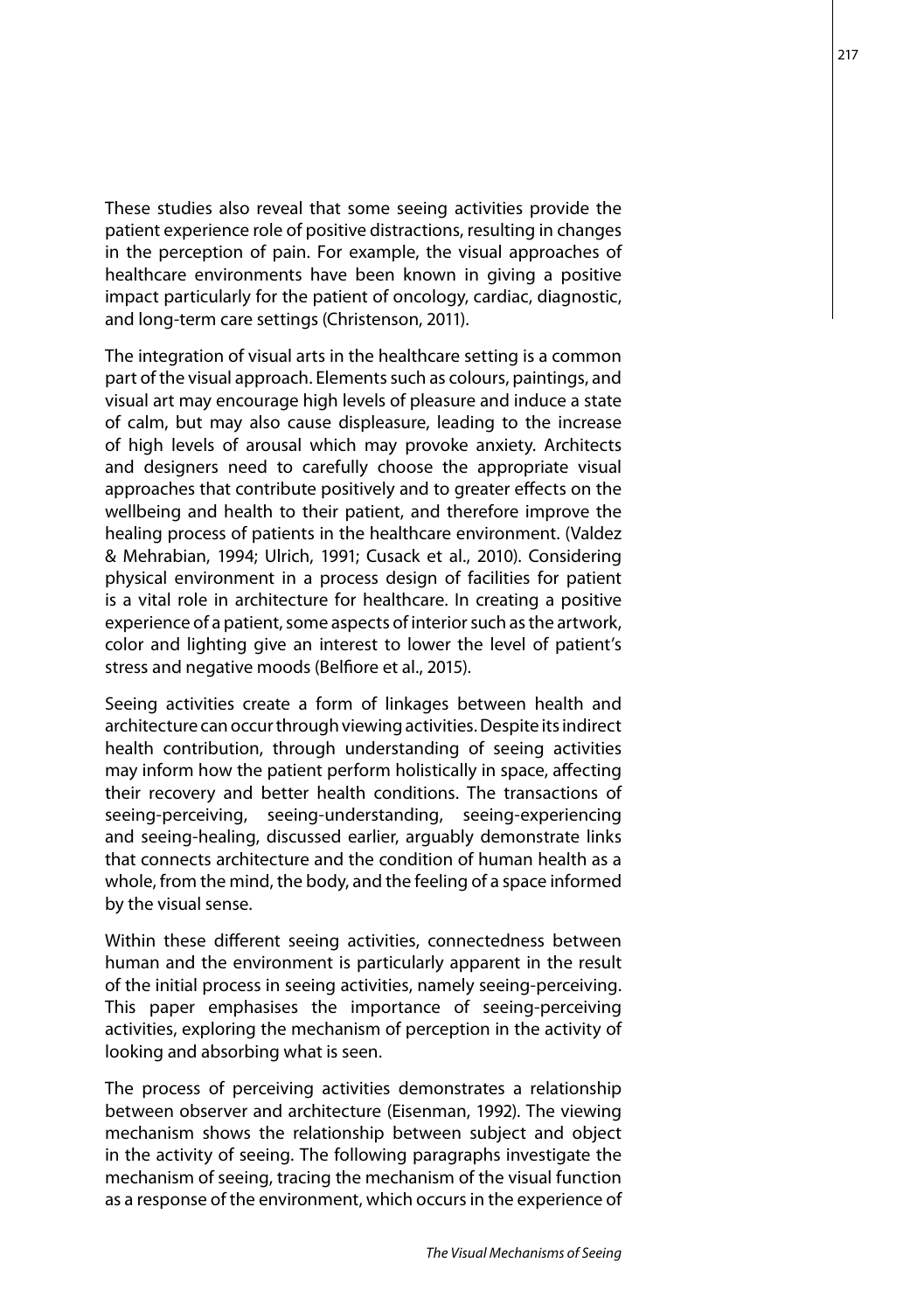These studies also reveal that some seeing activities provide the patient experience role of positive distractions, resulting in changes in the perception of pain. For example, the visual approaches of healthcare environments have been known in giving a positive impact particularly for the patient of oncology, cardiac, diagnostic, and long-term care settings (Christenson, 2011).

The integration of visual arts in the healthcare setting is a common part of the visual approach. Elements such as colours, paintings, and visual art may encourage high levels of pleasure and induce a state of calm, but may also cause displeasure, leading to the increase of high levels of arousal which may provoke anxiety. Architects and designers need to carefully choose the appropriate visual approaches that contribute positively and to greater effects on the wellbeing and health to their patient, and therefore improve the healing process of patients in the healthcare environment. (Valdez & Mehrabian, 1994; Ulrich, 1991; Cusack et al., 2010). Considering physical environment in a process design of facilities for patient is a vital role in architecture for healthcare. In creating a positive experience of a patient, some aspects of interior such as the artwork, color and lighting give an interest to lower the level of patient's stress and negative moods (Belfiore et al., 2015).

Seeing activities create a form of linkages between health and architecture can occur through viewing activities. Despite its indirect health contribution, through understanding of seeing activities may inform how the patient perform holistically in space, affecting their recovery and better health conditions. The transactions of seeing-perceiving, seeing-understanding, seeing-experiencing and seeing-healing, discussed earlier, arguably demonstrate links that connects architecture and the condition of human health as a whole, from the mind, the body, and the feeling of a space informed by the visual sense.

Within these different seeing activities, connectedness between human and the environment is particularly apparent in the result of the initial process in seeing activities, namely seeing-perceiving. This paper emphasises the importance of seeing-perceiving activities, exploring the mechanism of perception in the activity of looking and absorbing what is seen.

The process of perceiving activities demonstrates a relationship between observer and architecture (Eisenman, 1992). The viewing mechanism shows the relationship between subject and object in the activity of seeing. The following paragraphs investigate the mechanism of seeing, tracing the mechanism of the visual function as a response of the environment, which occurs in the experience of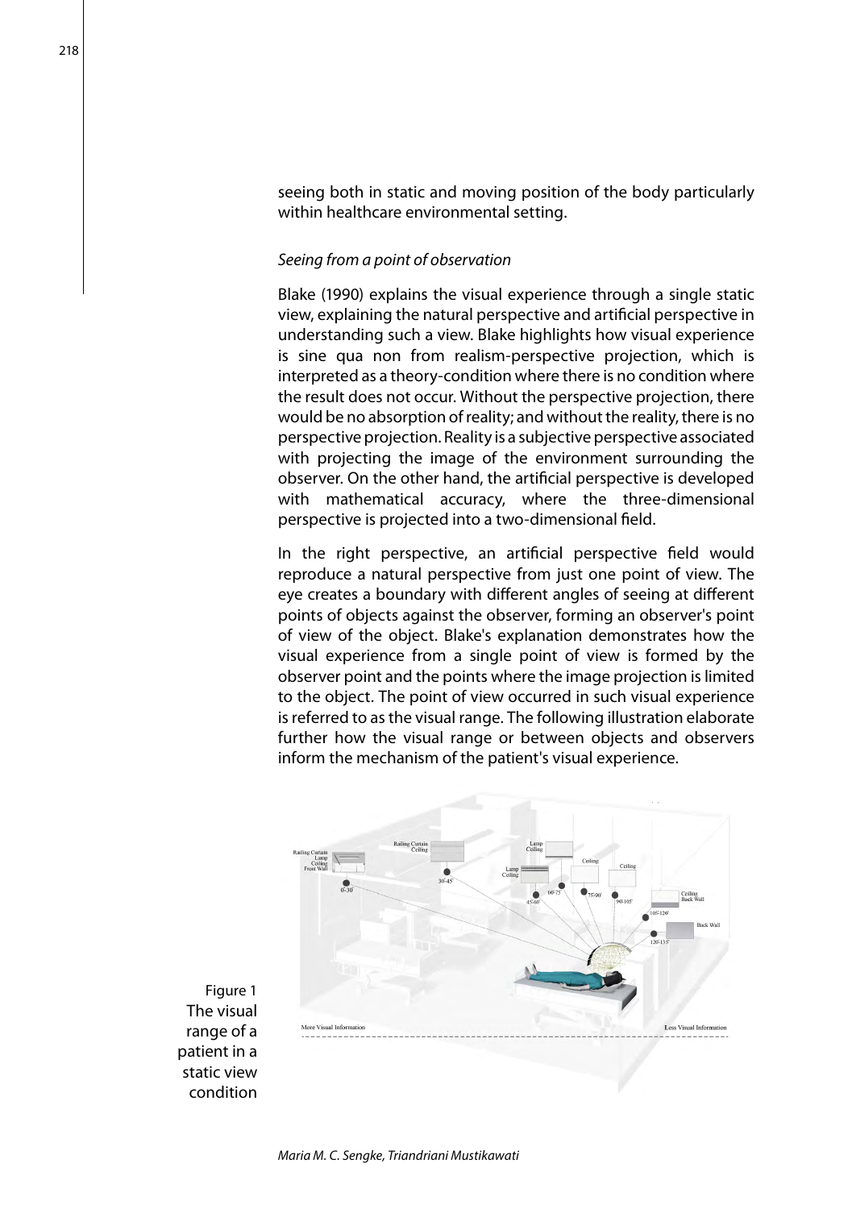seeing both in static and moving position of the body particularly within healthcare environmental setting.

*Seeing from a point of observation*

Blake (1990) explains the visual experience through a single static view, explaining the natural perspective and artificial perspective in understanding such a view. Blake highlights how visual experience is sine qua non from realism-perspective projection, which is interpreted as a theory-condition where there is no condition where the result does not occur. Without the perspective projection, there would be no absorption of reality; and without the reality, there is no perspective projection. Reality is a subjective perspective associated with projecting the image of the environment surrounding the observer. On the other hand, the artificial perspective is developed with mathematical accuracy, where the three-dimensional perspective is projected into a two-dimensional field.

In the right perspective, an artificial perspective field would reproduce a natural perspective from just one point of view. The eye creates a boundary with different angles of seeing at different points of objects against the observer, forming an observer's point of view of the object. Blake's explanation demonstrates how the visual experience from a single point of view is formed by the observer point and the points where the image projection is limited to the object. The point of view occurred in such visual experience is referred to as the visual range. The following illustration elaborate further how the visual range or between objects and observers inform the mechanism of the patient's visual experience.

Figure 1 The visual range of a patient in a static view condition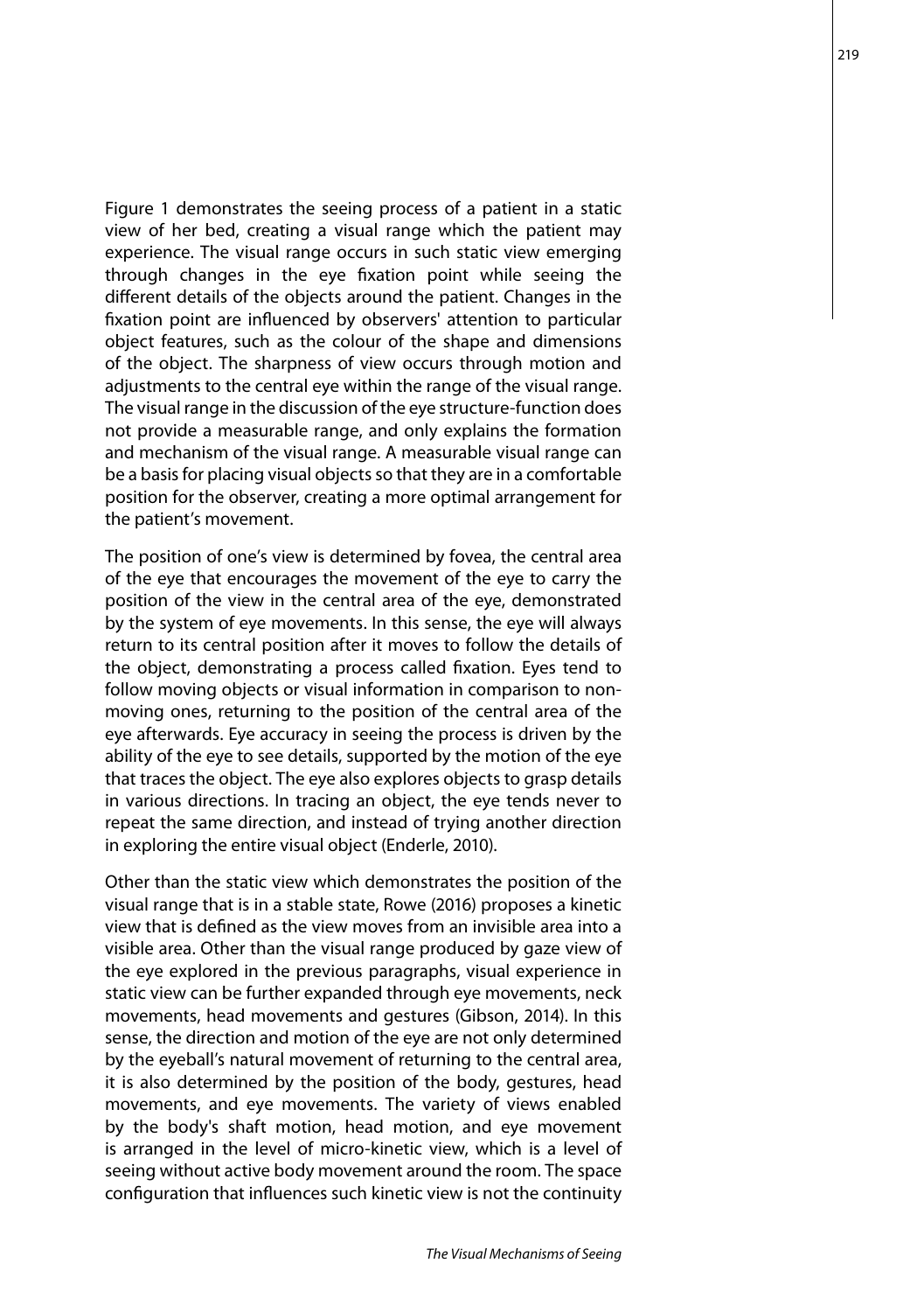Figure 1 demonstrates the seeing process of a patient in a static view of her bed, creating a visual range which the patient may experience. The visual range occurs in such static view emerging through changes in the eye fixation point while seeing the different details of the objects around the patient. Changes in the fixation point are influenced by observers' attention to particular object features, such as the colour of the shape and dimensions of the object. The sharpness of view occurs through motion and adjustments to the central eye within the range of the visual range. The visual range in the discussion of the eye structure-function does not provide a measurable range, and only explains the formation and mechanism of the visual range. A measurable visual range can be a basis for placing visual objects so that they are in a comfortable position for the observer, creating a more optimal arrangement for the patient's movement.

The position of one's view is determined by fovea, the central area of the eye that encourages the movement of the eye to carry the position of the view in the central area of the eye, demonstrated by the system of eye movements. In this sense, the eye will always return to its central position after it moves to follow the details of the object, demonstrating a process called fixation. Eyes tend to follow moving objects or visual information in comparison to non-moving ones, returning to the position of the central area of the eye afterwards. Eye accuracy in seeing the process is driven by the ability of the eye to see details, supported by the motion of the eye that traces the object. The eye also explores objects to grasp details in various directions. In tracing an object, the eye tends never to repeat the same direction, and instead of trying another direction in exploring the entire visual object (Enderle, 2010).

Other than the static view which demonstrates the position of the visual range that is in a stable state, Rowe (2016) proposes a kinetic view that is defined as the view moves from an invisible area into a visible area. Other than the visual range produced by gaze view of the eye explored in the previous paragraphs, visual experience in static view can be further expanded through eye movements, neck movements, head movements and gestures (Gibson, 2014). In this sense, the direction and motion of the eye are not only determined by the eyeball's natural movement of returning to the central area, it is also determined by the position of the body, gestures, head movements, and eye movements. The variety of views enabled by the body's shaft motion, head motion, and eye movement is arranged in the level of micro-kinetic view, which is a level of seeing without active body movement around the room. The space configuration that influences such kinetic view is not the continuity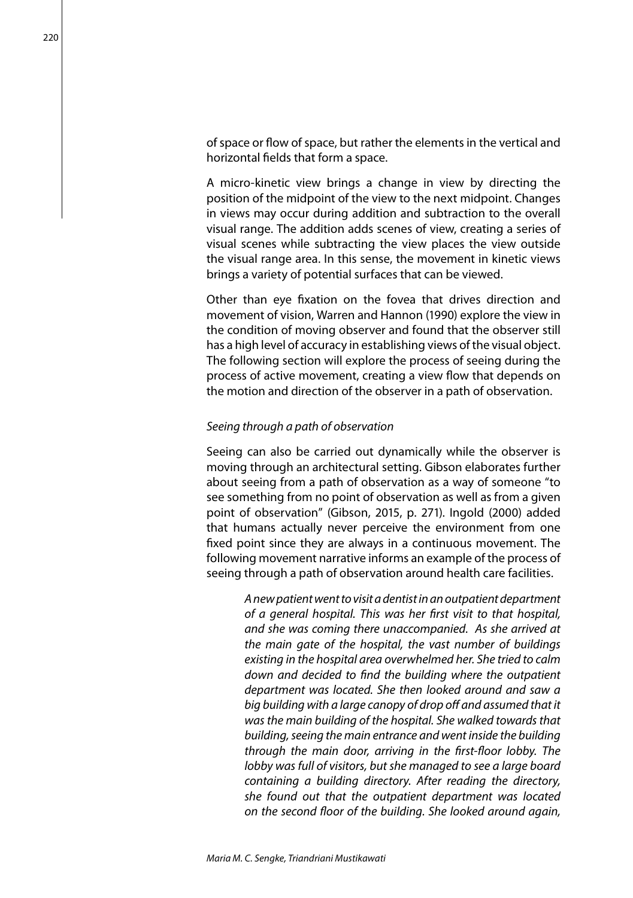of space or flow of space, but rather the elements in the vertical and horizontal fields that form a space.

A micro-kinetic view brings a change in view by directing the position of the midpoint of the view to the next midpoint. Changes in views may occur during addition and subtraction to the overall visual range. The addition adds scenes of view, creating a series of visual scenes while subtracting the view places the view outside the visual range area. In this sense, the movement in kinetic views brings a variety of potential surfaces that can be viewed.

Other than eye fixation on the fovea that drives direction and movement of vision, Warren and Hannon (1990) explore the view in the condition of moving observer and found that the observer still has a high level of accuracy in establishing views of the visual object. The following section will explore the process of seeing during the process of active movement, creating a view flow that depends on the motion and direction of the observer in a path of observation.

*Seeing through a path of observation*

Seeing can also be carried out dynamically while the observer is moving through an architectural setting. Gibson elaborates further about seeing from a path of observation as a way of someone "to see something from no point of observation as well as from a given point of observation" (Gibson, 2015, p. 271). Ingold (2000) added that humans actually never perceive the environment from one fixed point since they are always in a continuous movement. The following movement narrative informs an example of the process of seeing through a path of observation around health care facilities.

> *A new patient went to visit a dentist in an outpatient department of a general hospital. This was her first visit to that hospital, and she was coming there unaccompanied. As she arrived at the main gate of the hospital, the vast number of buildings existing in the hospital area overwhelmed her. She tried to calm down and decided to find the building where the outpatient department was located. She then looked around and saw a big building with a large canopy of drop off and assumed that it was the main building of the hospital. She walked towards that building, seeing the main entrance and went inside the building through the main door, arriving in the first-floor lobby. The lobby was full of visitors, but she managed to see a large board containing a building directory. After reading the directory, she found out that the outpatient department was located on the second floor of the building. She looked around again,*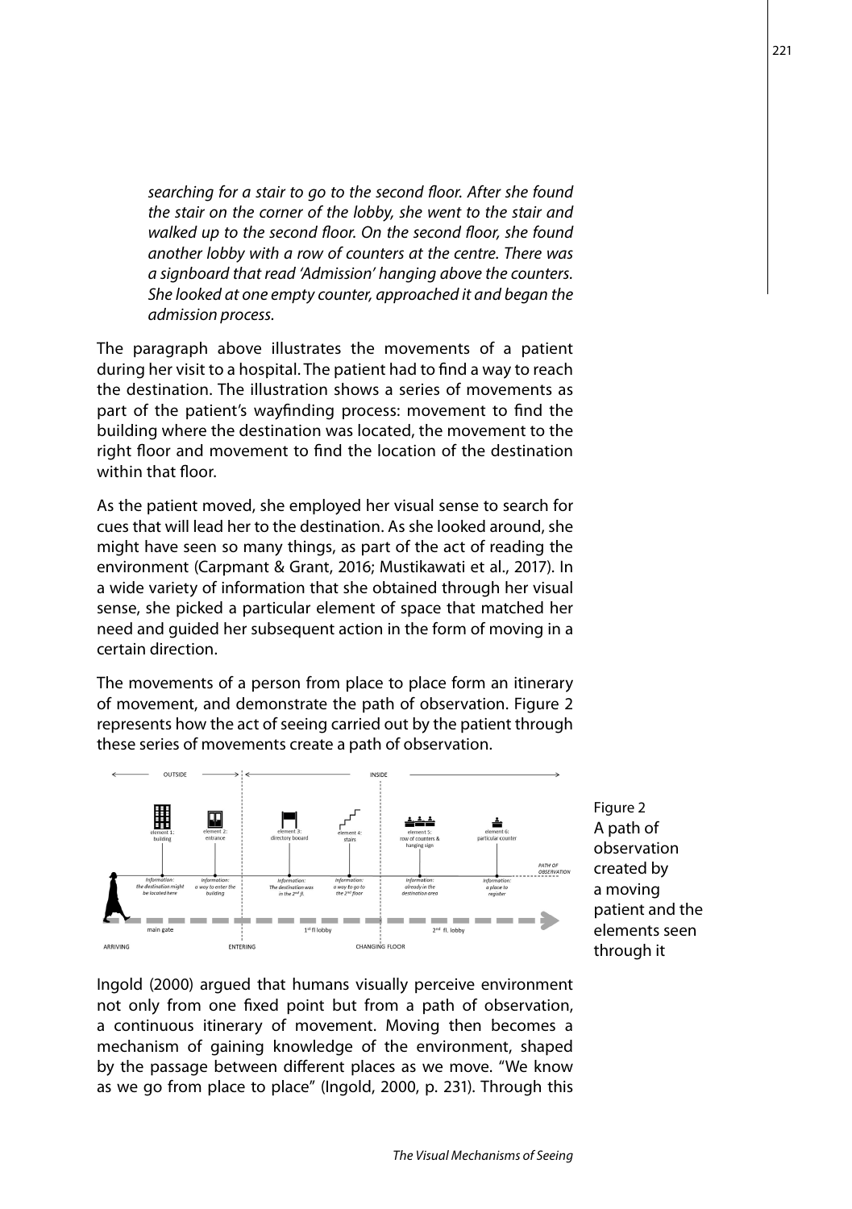*searching for a stair to go to the second floor. After she found the stair on the corner of the lobby, she went to the stair and walked up to the second floor. On the second floor, she found another lobby with a row of counters at the centre. There was a signboard that read 'Admission' hanging above the counters. She looked at one empty counter, approached it and began the admission process.*

The paragraph above illustrates the movements of a patient during her visit to a hospital. The patient had to find a way to reach the destination. The illustration shows a series of movements as part of the patient's wayfinding process: movement to find the building where the destination was located, the movement to the right floor and movement to find the location of the destination within that floor.

As the patient moved, she employed her visual sense to search for cues that will lead her to the destination. As she looked around, she might have seen so many things, as part of the act of reading the environment (Carpmant & Grant, 2016; Mustikawati et al., 2017). In a wide variety of information that she obtained through her visual sense, she picked a particular element of space that matched her need and guided her subsequent action in the form of moving in a certain direction.

The movements of a person from place to place form an itinerary of movement, and demonstrate the path of observation. Figure 2 represents how the act of seeing carried out by the patient through these series of movements create a path of observation.

Figure 2
A path of observation created by a moving patient and the elements seen through it

Ingold (2000) argued that humans visually perceive environment not only from one fixed point but from a path of observation, a continuous itinerary of movement. Moving then becomes a mechanism of gaining knowledge of the environment, shaped by the passage between different places as we move. "We know as we go from place to place" (Ingold, 2000, p. 231). Through this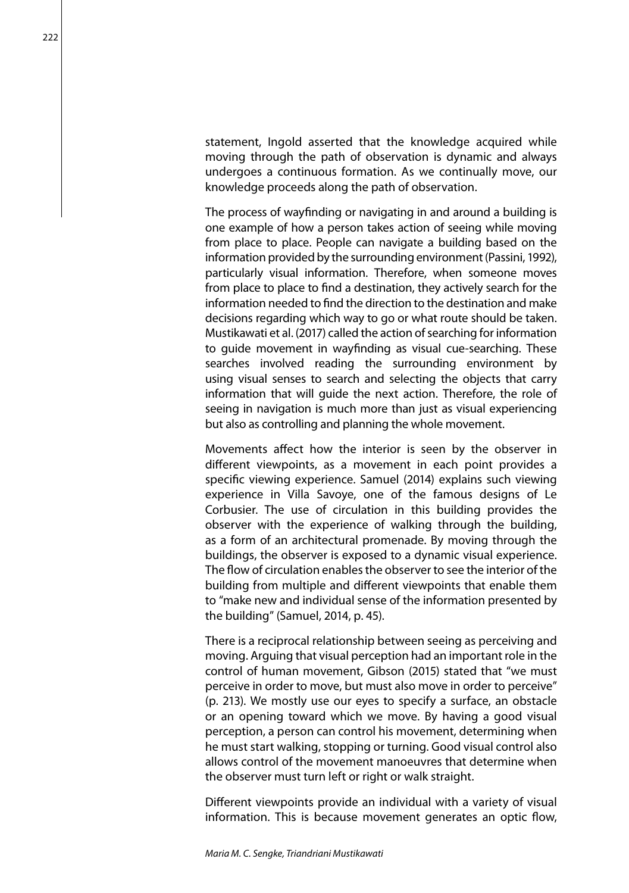statement, Ingold asserted that the knowledge acquired while moving through the path of observation is dynamic and always undergoes a continuous formation. As we continually move, our knowledge proceeds along the path of observation.

The process of wayfinding or navigating in and around a building is one example of how a person takes action of seeing while moving from place to place. People can navigate a building based on the information provided by the surrounding environment (Passini, 1992), particularly visual information. Therefore, when someone moves from place to place to find a destination, they actively search for the information needed to find the direction to the destination and make decisions regarding which way to go or what route should be taken. Mustikawati et al. (2017) called the action of searching for information to guide movement in wayfinding as visual cue-searching. These searches involved reading the surrounding environment by using visual senses to search and selecting the objects that carry information that will guide the next action. Therefore, the role of seeing in navigation is much more than just as visual experiencing but also as controlling and planning the whole movement.

Movements affect how the interior is seen by the observer in different viewpoints, as a movement in each point provides a specific viewing experience. Samuel (2014) explains such viewing experience in Villa Savoye, one of the famous designs of Le Corbusier. The use of circulation in this building provides the observer with the experience of walking through the building, as a form of an architectural promenade. By moving through the buildings, the observer is exposed to a dynamic visual experience. The flow of circulation enables the observer to see the interior of the building from multiple and different viewpoints that enable them to "make new and individual sense of the information presented by the building" (Samuel, 2014, p. 45).

There is a reciprocal relationship between seeing as perceiving and moving. Arguing that visual perception had an important role in the control of human movement, Gibson (2015) stated that "we must perceive in order to move, but must also move in order to perceive" (p. 213). We mostly use our eyes to specify a surface, an obstacle or an opening toward which we move. By having a good visual perception, a person can control his movement, determining when he must start walking, stopping or turning. Good visual control also allows control of the movement manoeuvres that determine when the observer must turn left or right or walk straight.

Different viewpoints provide an individual with a variety of visual information. This is because movement generates an optic flow,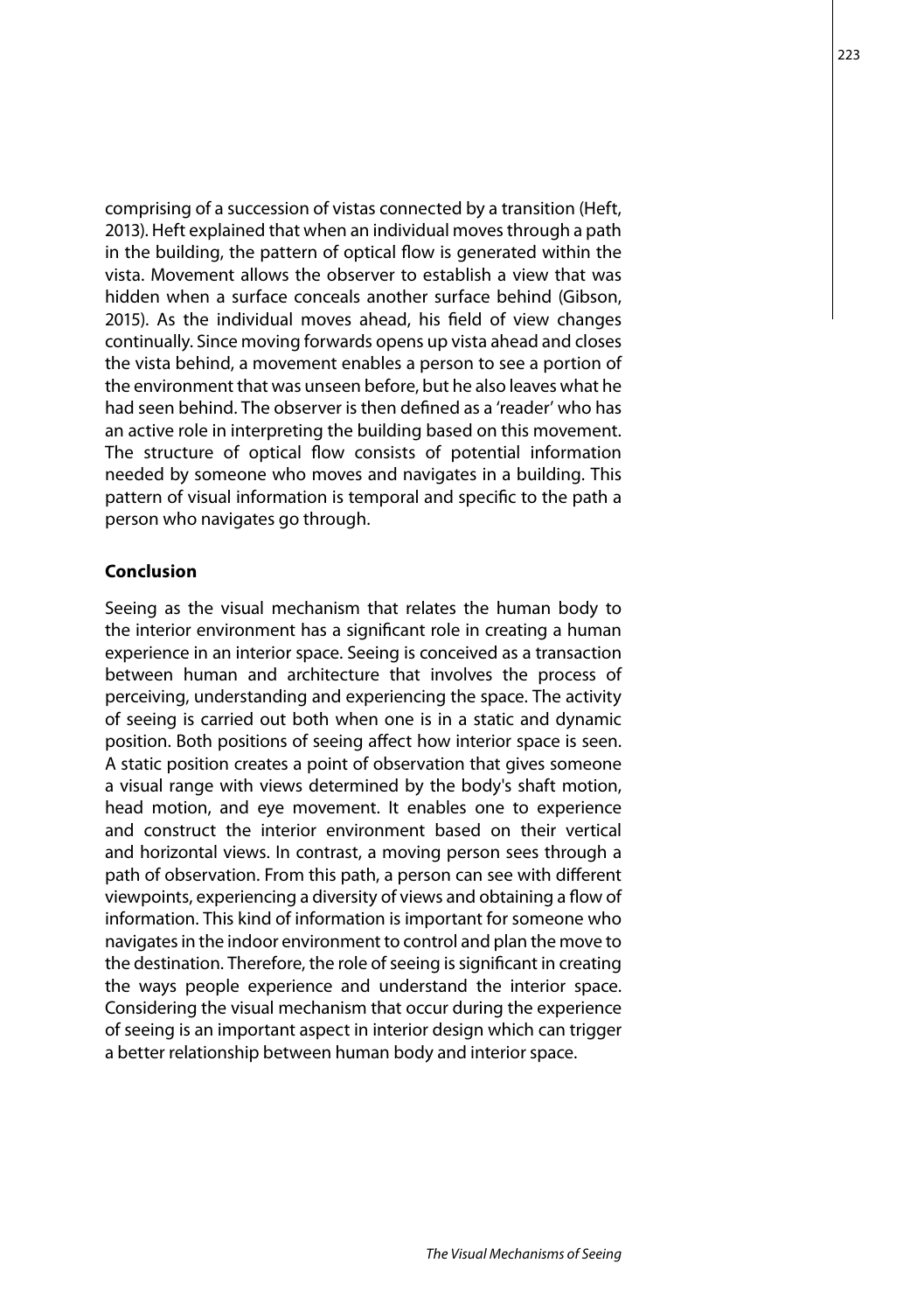comprising of a succession of vistas connected by a transition (Heft, 2013). Heft explained that when an individual moves through a path in the building, the pattern of optical flow is generated within the vista. Movement allows the observer to establish a view that was hidden when a surface conceals another surface behind (Gibson, 2015). As the individual moves ahead, his field of view changes continually. Since moving forwards opens up vista ahead and closes the vista behind, a movement enables a person to see a portion of the environment that was unseen before, but he also leaves what he had seen behind. The observer is then defined as a 'reader' who has an active role in interpreting the building based on this movement. The structure of optical flow consists of potential information needed by someone who moves and navigates in a building. This pattern of visual information is temporal and specific to the path a person who navigates go through.

**Conclusion**

Seeing as the visual mechanism that relates the human body to the interior environment has a significant role in creating a human experience in an interior space. Seeing is conceived as a transaction between human and architecture that involves the process of perceiving, understanding and experiencing the space. The activity of seeing is carried out both when one is in a static and dynamic position. Both positions of seeing affect how interior space is seen. A static position creates a point of observation that gives someone a visual range with views determined by the body's shaft motion, head motion, and eye movement. It enables one to experience and construct the interior environment based on their vertical and horizontal views. In contrast, a moving person sees through a path of observation. From this path, a person can see with different viewpoints, experiencing a diversity of views and obtaining a flow of information. This kind of information is important for someone who navigates in the indoor environment to control and plan the move to the destination. Therefore, the role of seeing is significant in creating the ways people experience and understand the interior space. Considering the visual mechanism that occur during the experience of seeing is an important aspect in interior design which can trigger a better relationship between human body and interior space.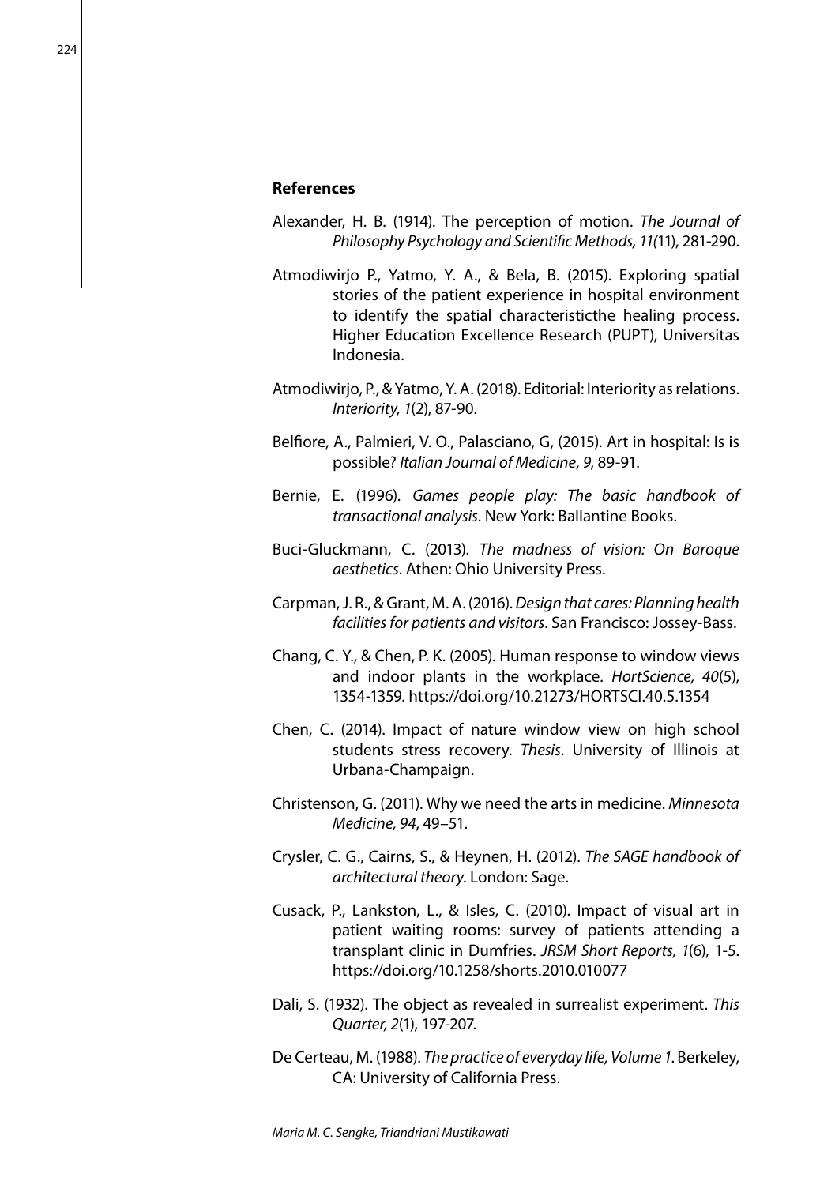**References**

Alexander, H. B. (1914). The perception of motion. *The Journal of Philosophy Psychology and Scientific Methods, 11(*11), 281-290.

Atmodiwirjo P., Yatmo, Y. A., & Bela, B. (2015). Exploring spatial stories of the patient experience in hospital environment to identify the spatial characteristicthe healing process. Higher Education Excellence Research (PUPT), Universitas Indonesia.

Atmodiwirjo, P., & Yatmo, Y. A. (2018). Editorial: Interiority as relations. *Interiority, 1*(2), 87-90.

Belfiore, A., Palmieri, V. O., Palasciano, G, (2015). Art in hospital: Is is possible? *Italian Journal of Medicine*, *9*, 89-91.

Bernie, E. (1996). *Games people play: The basic handbook of transactional analysis*. New York: Ballantine Books.

Buci-Gluckmann, C. (2013). *The madness of vision: On Baroque aesthetics*. Athen: Ohio University Press.

Carpman, J. R., & Grant, M. A. (2016). *Design that cares: Planning health facilities for patients and visitors*. San Francisco: Jossey-Bass.

Chang, C. Y., & Chen, P. K. (2005). Human response to window views and indoor plants in the workplace. *HortScience, 40*(5), 1354-1359. https://doi.org/10.21273/HORTSCI.40.5.1354

Chen, C. (2014). Impact of nature window view on high school students stress recovery. *Thesis*. University of Illinois at Urbana-Champaign.

Christenson, G. (2011). Why we need the arts in medicine. *Minnesota Medicine, 94*, 49–51.

Crysler, C. G., Cairns, S., & Heynen, H. (2012). *The SAGE handbook of architectural theory*. London: Sage.

Cusack, P., Lankston, L., & Isles, C. (2010). Impact of visual art in patient waiting rooms: survey of patients attending a transplant clinic in Dumfries. *JRSM Short Reports, 1*(6), 1-5. https://doi.org/10.1258/shorts.2010.010077

Dali, S. (1932). The object as revealed in surrealist experiment. *This Quarter, 2*(1), 197-207.

De Certeau, M. (1988). *The practice of everyday life, Volume 1*. Berkeley, CA: University of California Press.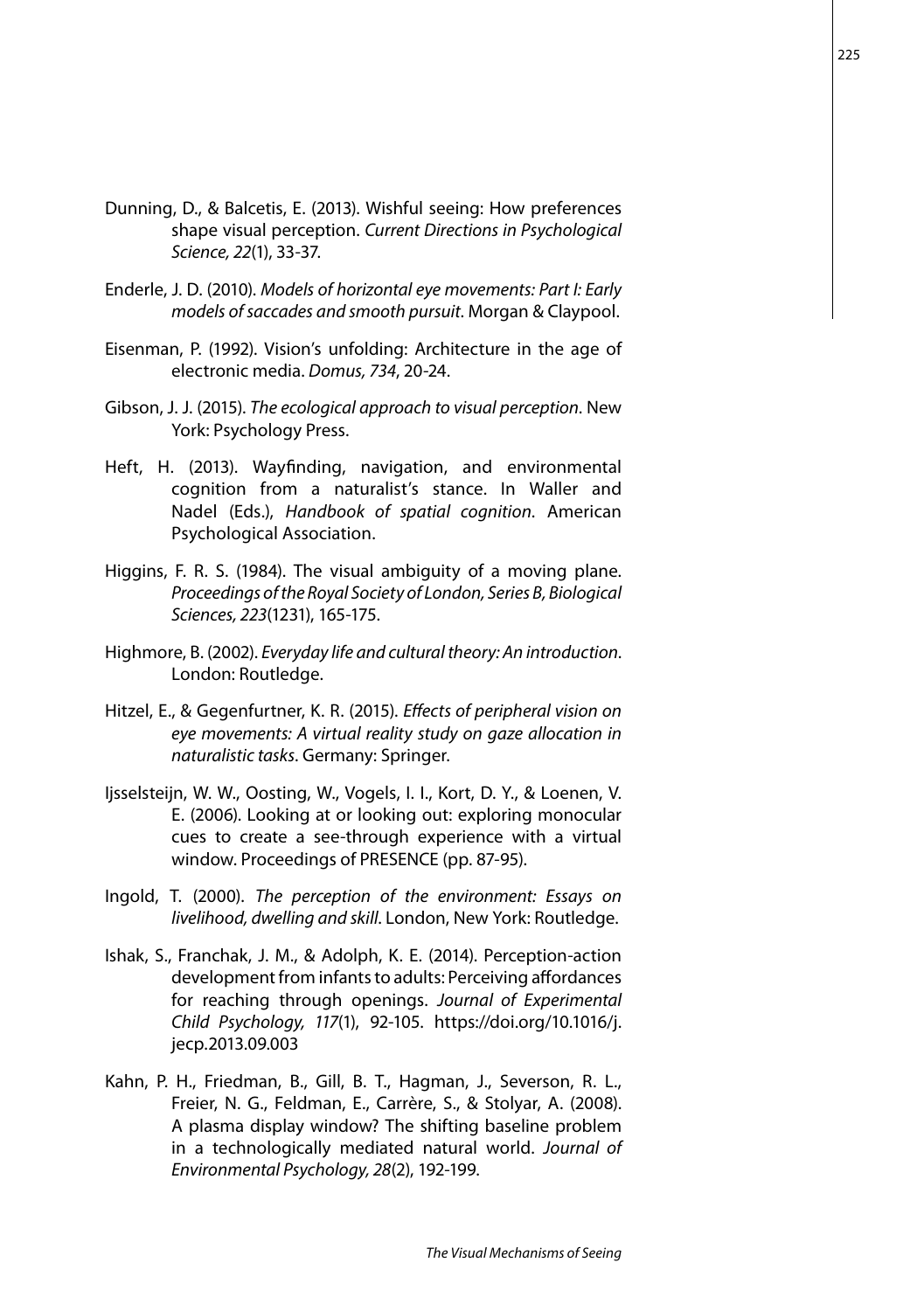Dunning, D., & Balcetis, E. (2013). Wishful seeing: How preferences shape visual perception. *Current Directions in Psychological Science, 22*(1), 33-37.

Enderle, J. D. (2010). *Models of horizontal eye movements: Part I: Early models of saccades and smooth pursuit*. Morgan & Claypool.

Eisenman, P. (1992). Vision's unfolding: Architecture in the age of electronic media. *Domus, 734*, 20-24.

Gibson, J. J. (2015). *The ecological approach to visual perception*. New York: Psychology Press.

Heft, H. (2013). Wayfinding, navigation, and environmental cognition from a naturalist's stance. In Waller and Nadel (Eds.), *Handbook of spatial cognition*. American Psychological Association.

Higgins, F. R. S. (1984). The visual ambiguity of a moving plane. *Proceedings of the Royal Society of London, Series B, Biological Sciences, 223*(1231), 165-175.

Highmore, B. (2002). *Everyday life and cultural theory: An introduction*. London: Routledge.

Hitzel, E., & Gegenfurtner, K. R. (2015). *Effects of peripheral vision on eye movements: A virtual reality study on gaze allocation in naturalistic tasks*. Germany: Springer.

Ijsselsteijn, W. W., Oosting, W., Vogels, I. I., Kort, D. Y., & Loenen, V. E. (2006). Looking at or looking out: exploring monocular cues to create a see-through experience with a virtual window. Proceedings of PRESENCE (pp. 87-95).

Ingold, T. (2000). *The perception of the environment: Essays on livelihood, dwelling and skill*. London, New York: Routledge.

Ishak, S., Franchak, J. M., & Adolph, K. E. (2014). Perception-action development from infants to adults: Perceiving affordances for reaching through openings. *Journal of Experimental Child Psychology, 117*(1), 92-105. https://doi.org/10.1016/j.jecp.2013.09.003

Kahn, P. H., Friedman, B., Gill, B. T., Hagman, J., Severson, R. L., Freier, N. G., Feldman, E., Carrère, S., & Stolyar, A. (2008). A plasma display window? The shifting baseline problem in a technologically mediated natural world. *Journal of Environmental Psychology, 28*(2), 192-199.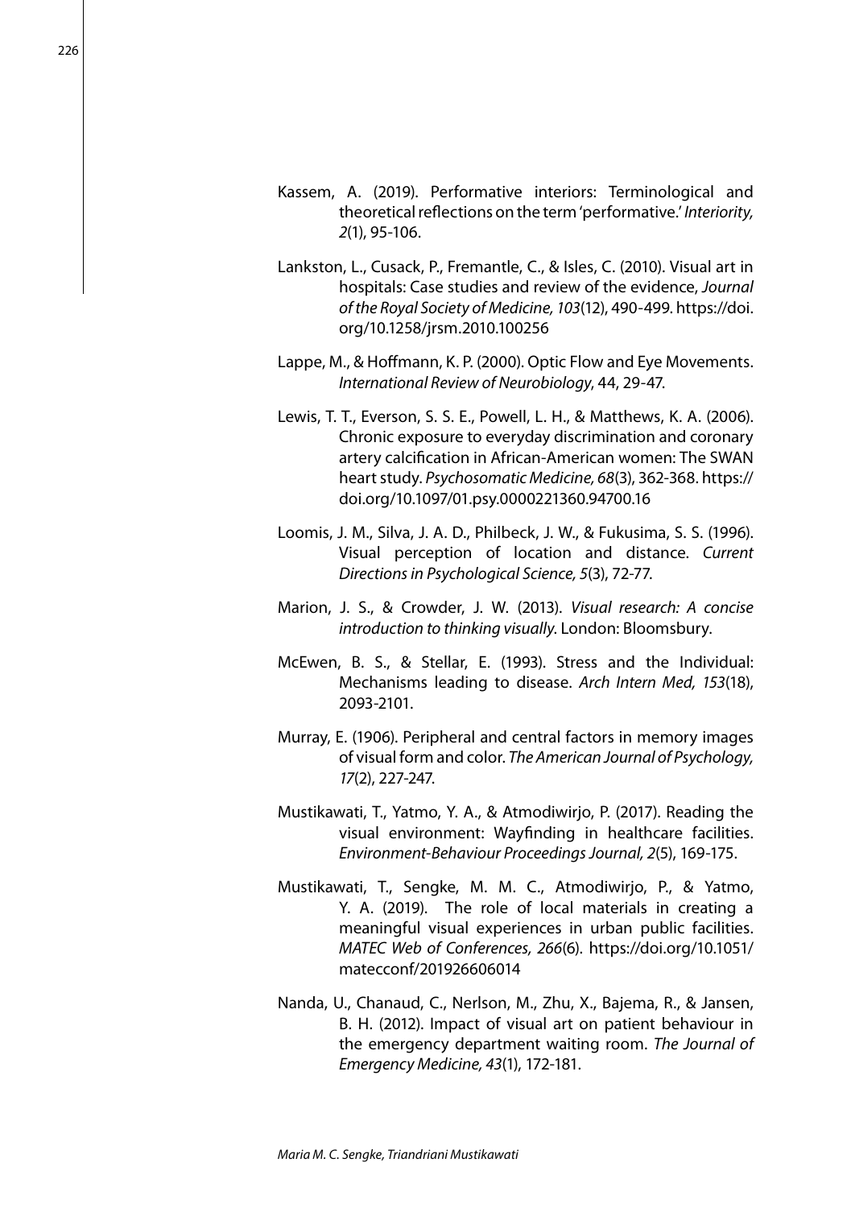Kassem, A. (2019). Performative interiors: Terminological and theoretical reflections on the term 'performative.' *Interiority, 2*(1), 95-106.

Lankston, L., Cusack, P., Fremantle, C., & Isles, C. (2010). Visual art in hospitals: Case studies and review of the evidence, *Journal of the Royal Society of Medicine, 103*(12), 490-499. https://doi.org/10.1258/jrsm.2010.100256

Lappe, M., & Hoffmann, K. P. (2000). Optic Flow and Eye Movements. *International Review of Neurobiology*, 44, 29-47.

Lewis, T. T., Everson, S. S. E., Powell, L. H., & Matthews, K. A. (2006). Chronic exposure to everyday discrimination and coronary artery calcification in African-American women: The SWAN heart study. *Psychosomatic Medicine, 68*(3), 362-368. https://doi.org/10.1097/01.psy.0000221360.94700.16

Loomis, J. M., Silva, J. A. D., Philbeck, J. W., & Fukusima, S. S. (1996). Visual perception of location and distance. *Current Directions in Psychological Science, 5*(3), 72-77.

Marion, J. S., & Crowder, J. W. (2013). *Visual research: A concise introduction to thinking visually*. London: Bloomsbury.

McEwen, B. S., & Stellar, E. (1993). Stress and the Individual: Mechanisms leading to disease. *Arch Intern Med, 153*(18), 2093-2101.

Murray, E. (1906). Peripheral and central factors in memory images of visual form and color. *The American Journal of Psychology, 17*(2), 227-247.

Mustikawati, T., Yatmo, Y. A., & Atmodiwirjo, P. (2017). Reading the visual environment: Wayfinding in healthcare facilities. *Environment-Behaviour Proceedings Journal, 2*(5), 169-175.

Mustikawati, T., Sengke, M. M. C., Atmodiwirjo, P., & Yatmo, Y. A. (2019). The role of local materials in creating a meaningful visual experiences in urban public facilities. *MATEC Web of Conferences, 266*(6). https://doi.org/10.1051/matecconf/201926606014

Nanda, U., Chanaud, C., Nerlson, M., Zhu, X., Bajema, R., & Jansen, B. H. (2012). Impact of visual art on patient behaviour in the emergency department waiting room. *The Journal of Emergency Medicine, 43*(1), 172-181.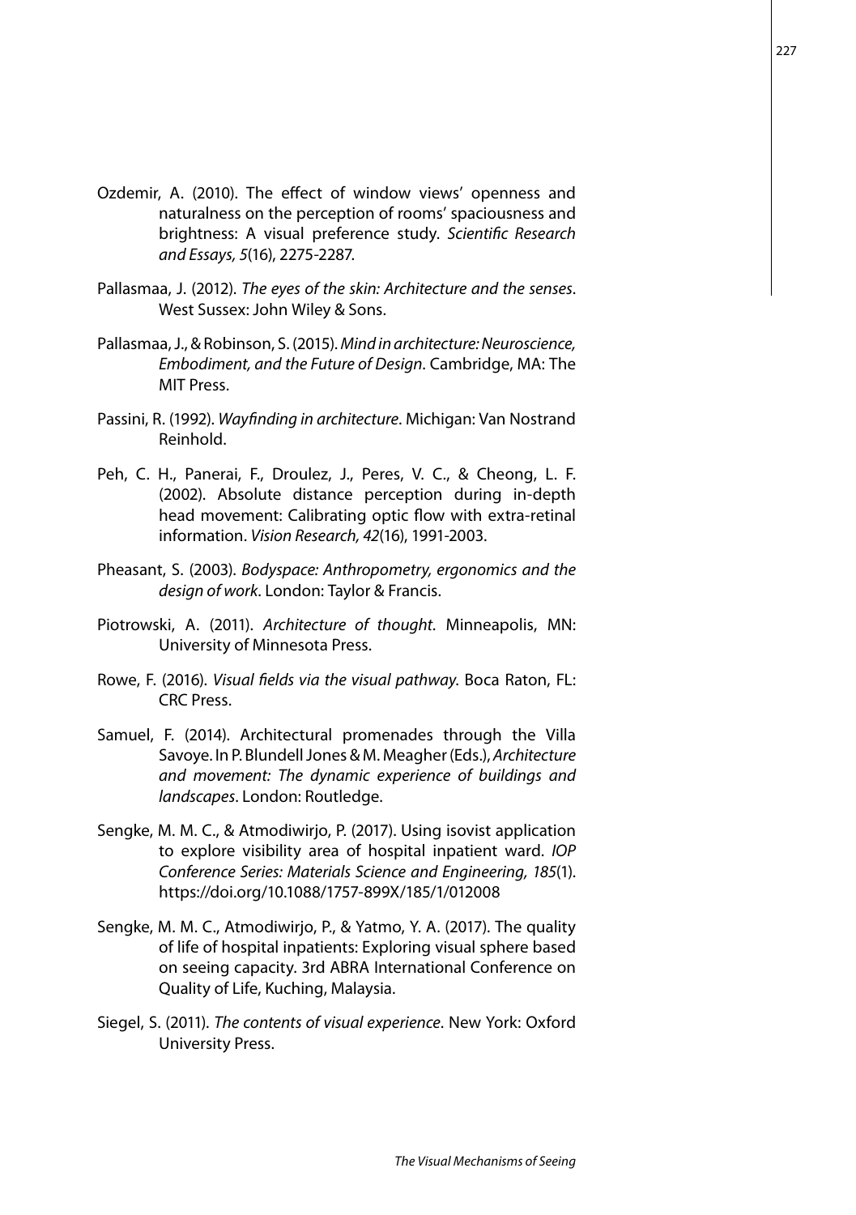Ozdemir, A. (2010). The effect of window views' openness and naturalness on the perception of rooms' spaciousness and brightness: A visual preference study. *Scientific Research and Essays, 5*(16), 2275-2287.

Pallasmaa, J. (2012). *The eyes of the skin: Architecture and the senses*. West Sussex: John Wiley & Sons.

Pallasmaa, J., & Robinson, S. (2015). *Mind in architecture: Neuroscience, Embodiment, and the Future of Design*. Cambridge, MA: The MIT Press.

Passini, R. (1992). *Wayfinding in architecture*. Michigan: Van Nostrand Reinhold.

Peh, C. H., Panerai, F., Droulez, J., Peres, V. C., & Cheong, L. F. (2002). Absolute distance perception during in-depth head movement: Calibrating optic flow with extra-retinal information. *Vision Research, 42*(16), 1991-2003.

Pheasant, S. (2003). *Bodyspace: Anthropometry, ergonomics and the design of work*. London: Taylor & Francis.

Piotrowski, A. (2011). *Architecture of thought*. Minneapolis, MN: University of Minnesota Press.

Rowe, F. (2016). *Visual fields via the visual pathway.* Boca Raton, FL: CRC Press.

Samuel, F. (2014). Architectural promenades through the Villa Savoye. In P. Blundell Jones & M. Meagher (Eds.), *Architecture and movement: The dynamic experience of buildings and landscapes*. London: Routledge.

Sengke, M. M. C., & Atmodiwirjo, P. (2017). Using isovist application to explore visibility area of hospital inpatient ward. *IOP Conference Series: Materials Science and Engineering, 185*(1). https://doi.org/10.1088/1757-899X/185/1/012008

Sengke, M. M. C., Atmodiwirjo, P., & Yatmo, Y. A. (2017). The quality of life of hospital inpatients: Exploring visual sphere based on seeing capacity. 3rd ABRA International Conference on Quality of Life, Kuching, Malaysia.

Siegel, S. (2011). *The contents of visual experience*. New York: Oxford University Press.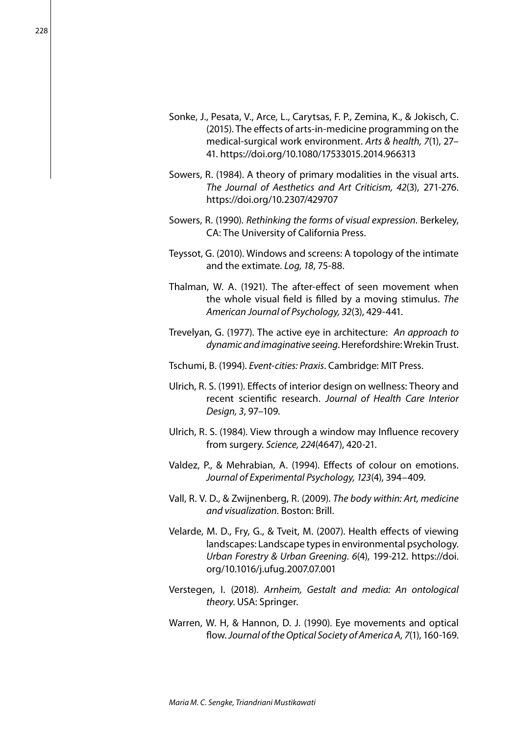Sonke, J., Pesata, V., Arce, L., Carytsas, F. P., Zemina, K., & Jokisch, C. (2015). The effects of arts-in-medicine programming on the medical-surgical work environment. *Arts & health, 7*(1), 27–41. https://doi.org/10.1080/17533015.2014.966313

Sowers, R. (1984). A theory of primary modalities in the visual arts. *The Journal of Aesthetics and Art Criticism, 42*(3), 271-276. https://doi.org/10.2307/429707

Sowers, R. (1990). *Rethinking the forms of visual expression*. Berkeley, CA: The University of California Press.

Teyssot, G. (2010). Windows and screens: A topology of the intimate and the extimate. *Log, 18*, 75-88.

Thalman, W. A. (1921). The after-effect of seen movement when the whole visual field is filled by a moving stimulus. *The American Journal of Psychology, 32*(3), 429-441.

Trevelyan, G. (1977). The active eye in architecture: *An approach to dynamic and imaginative seeing*. Herefordshire: Wrekin Trust.

Tschumi, B. (1994). *Event-cities: Praxis*. Cambridge: MIT Press.

Ulrich, R. S. (1991). Effects of interior design on wellness: Theory and recent scientific research. *Journal of Health Care Interior Design, 3*, 97–109.

Ulrich, R. S. (1984). View through a window may Influence recovery from surgery. *Science, 224*(4647), 420-21.

Valdez, P., & Mehrabian, A. (1994). Effects of colour on emotions. *Journal of Experimental Psychology, 123*(4), 394–409.

Vall, R. V. D., & Zwijnenberg, R. (2009). *The body within: Art, medicine and visualization*. Boston: Brill.

Velarde, M. D., Fry, G., & Tveit, M. (2007). Health effects of viewing landscapes: Landscape types in environmental psychology. *Urban Forestry & Urban Greening. 6*(4), 199-212. https://doi.org/10.1016/j.ufug.2007.07.001

Verstegen, I. (2018). *Arnheim, Gestalt and media: An ontological theory*. USA: Springer.

Warren, W. H, & Hannon, D. J. (1990). Eye movements and optical flow. *Journal of the Optical Society of America A, 7*(1), 160-169.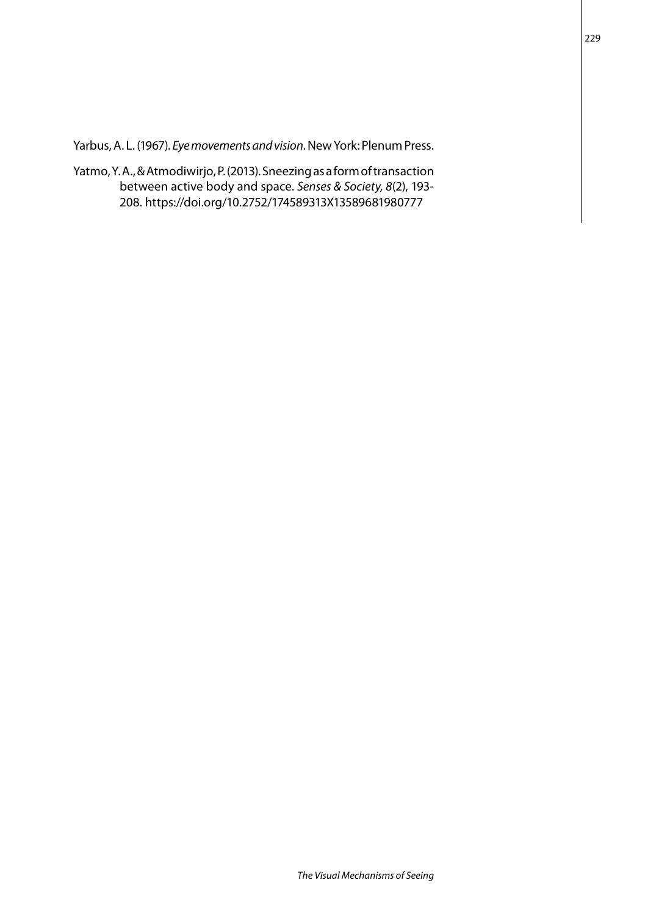Yarbus, A. L. (1967). *Eye movements and vision*. New York: Plenum Press.

Yatmo, Y. A., & Atmodiwirjo, P. (2013). Sneezing as a form of transaction between active body and space. *Senses & Society, 8*(2), 193-208. https://doi.org/10.2752/174589313X13589681980777